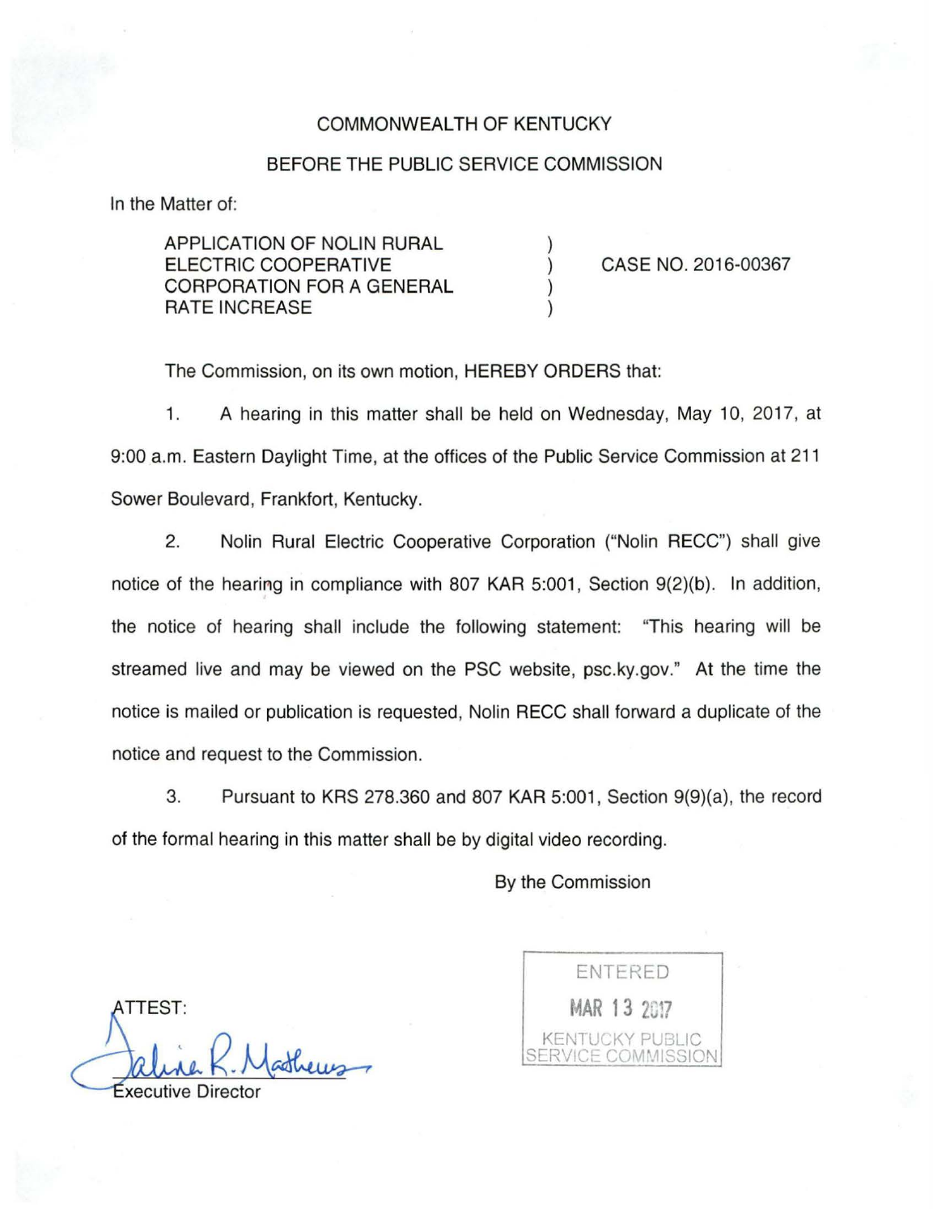COMMONWEALTH OF KENTUCKY

BEFORE THE PUBLIC SERVICE COMMISSION

In the Matter of:

APPLICATION OF NOLIN RURAL ELECTRIC COOPERATIVE CORPORATION FOR A GENERAL RATE INCREASE ) CASE NO. 2016-00367

The Commission, on its own motion, HEREBY ORDERS that:

1. A hearing in this matter shall be held on Wednesday, May 10, 2017, at 9:00 a.m. Eastern Daylight Time, at the offices of the Public Service Commission at 211 Sower Boulevard, Frankfort, Kentucky.

2. Nolin Rural Electric Cooperative Corporation ("Nolin RECC") shall give notice of the hearing in compliance with 807 KAR 5:001, Section 9(2)(b). In addition, the notice of hearing shall include the following statement: "This hearing will be streamed live and may be viewed on the PSC website, psc.ky.gov." At the time the notice is mailed or publication is requested, Nolin RECC shall forward a duplicate of the notice and request to the Commission.

3. Pursuant to KRS 278.360 and 807 KAR 5:001, Section 9(9)(a), the record of the formal hearing in this matter shall be by digital video recording.

By the Commission

ENTERED
MAR 13 2017
KENTUCKY PUBLIC SERVICE COMMISSION

ATTEST:

Executive Director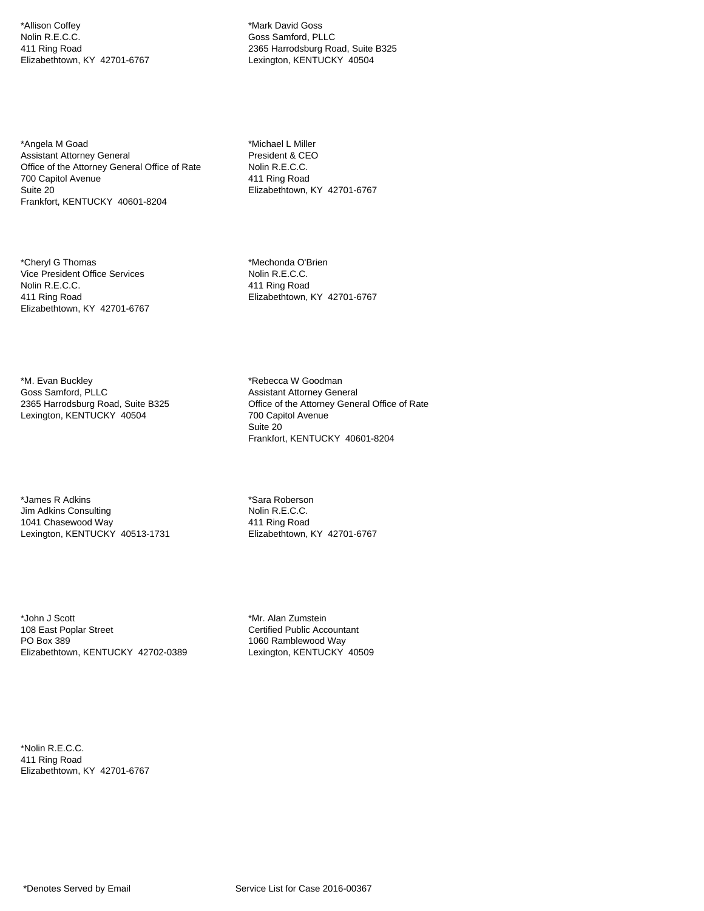*Allison Coffey
Nolin R.E.C.C.
411 Ring Road
Elizabethtown, KY 42701-6767

*Mark David Goss
Goss Samford, PLLC
2365 Harrodsburg Road, Suite B325
Lexington, KENTUCKY 40504

*Angela M Goad
Assistant Attorney General
Office of the Attorney General Office of Rate
700 Capitol Avenue
Suite 20
Frankfort, KENTUCKY 40601-8204

*Michael L Miller
President & CEO
Nolin R.E.C.C.
411 Ring Road
Elizabethtown, KY 42701-6767

*Cheryl G Thomas
Vice President Office Services
Nolin R.E.C.C.
411 Ring Road
Elizabethtown, KY 42701-6767

*Mechonda O'Brien
Nolin R.E.C.C.
411 Ring Road
Elizabethtown, KY 42701-6767

*M. Evan Buckley
Goss Samford, PLLC
2365 Harrodsburg Road, Suite B325
Lexington, KENTUCKY 40504

*Rebecca W Goodman
Assistant Attorney General
Office of the Attorney General Office of Rate
700 Capitol Avenue
Suite 20
Frankfort, KENTUCKY 40601-8204

*James R Adkins
Jim Adkins Consulting
1041 Chasewood Way
Lexington, KENTUCKY 40513-1731

*Sara Roberson
Nolin R.E.C.C.
411 Ring Road
Elizabethtown, KY 42701-6767

*John J Scott
108 East Poplar Street
PO Box 389
Elizabethtown, KENTUCKY 42702-0389

*Mr. Alan Zumstein
Certified Public Accountant
1060 Ramblewood Way
Lexington, KENTUCKY 40509

*Nolin R.E.C.C.
411 Ring Road
Elizabethtown, KY 42701-6767

*Denotes Served by Email

Service List for Case 2016-00367